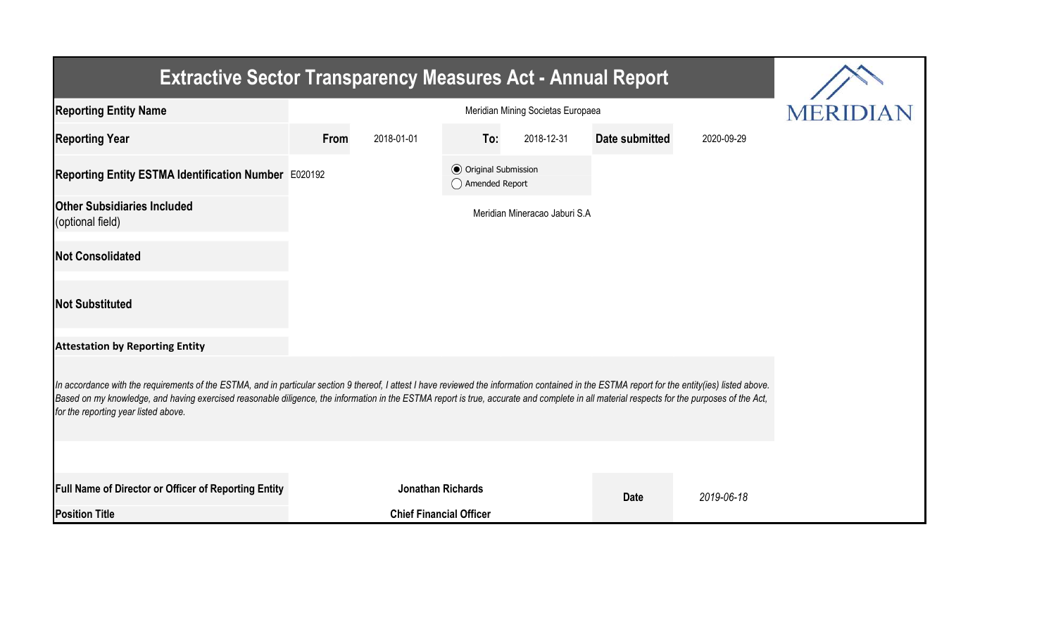# Extractive Sector Transparency Measures Act - Annual Report

MERIDIAN

| | | | | | | |
|---|---|---|---|---|---|---|
| **Reporting Entity Name** | Meridian Mining Societas Europaea | | | | | |
| **Reporting Year** | **From** | 2018-01-01 | **To:** | 2018-12-31 | **Date submitted** | 2020-09-29 |
| **Reporting Entity ESTMA Identification Number** | E020192 | | ◉ Original Submission ◯ Amended Report | | | |
| **Other Subsidiaries Included** (optional field) | Meridian Mineracao Jaburi S.A | | | | | |
| **Not Consolidated** | | | | | | |
| **Not Substituted** | | | | | | |

**Attestation by Reporting Entity**

*In accordance with the requirements of the ESTMA, and in particular section 9 thereof, I attest I have reviewed the information contained in the ESTMA report for the entity(ies) listed above. Based on my knowledge, and having exercised reasonable diligence, the information in the ESTMA report is true, accurate and complete in all material respects for the purposes of the Act, for the reporting year listed above.*

| | | | |
|---|---|---|---|
| **Full Name of Director or Officer of Reporting Entity** | **Jonathan Richards** | **Date** | *2019-06-18* |
| **Position Title** | **Chief Financial Officer** | | |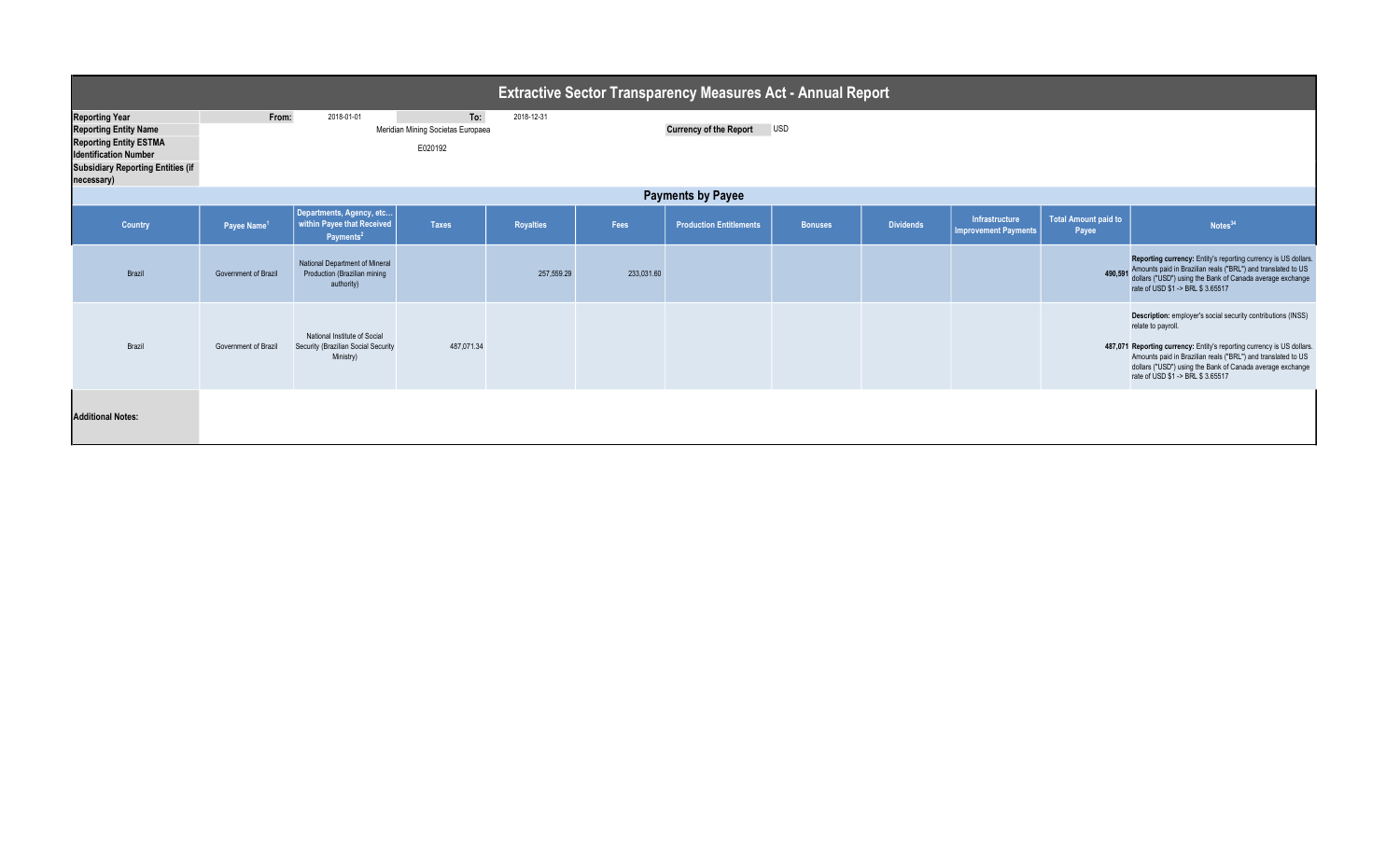# Extractive Sector Transparency Measures Act - Annual Report

| | | | | |
|---|---|---|---|---|
| **Reporting Year** | From: | 2018-01-01 | To: | 2018-12-31 |
| **Reporting Entity Name** | Meridian Mining Societas Europaea | | **Currency of the Report** | USD |
| **Reporting Entity ESTMA Identification Number** | E020192 | | | |
| **Subsidiary Reporting Entities (if necessary)** | | | | |

## Payments by Payee

| Country | Payee Name[1] | Departments, Agency, etc... within Payee that Received Payments[2] | Taxes | Royalties | Fees | Production Entitlements | Bonuses | Dividends | Infrastructure Improvement Payments | Total Amount paid to Payee | Notes[34] |
|---|---|---|---|---|---|---|---|---|---|---|---|
| Brazil | Government of Brazil | National Department of Mineral Production (Brazilian mining authority) | | 257,559.29 | 233,031.60 | | | | | 490,591 | **Reporting currency:** Entity's reporting currency is US dollars. Amounts paid in Brazilian reals ("BRL") and translated to US dollars ("USD") using the Bank of Canada average exchange rate of USD $1 -> BRL $ 3.65517 |
| Brazil | Government of Brazil | National Institute of Social Security (Brazilian Social Security Ministry) | 487,071.34 | | | | | | | 487,071 | **Description:** employer's social security contributions (INSS) relate to payroll. **Reporting currency:** Entity's reporting currency is US dollars. Amounts paid in Brazilian reals ("BRL") and translated to US dollars ("USD") using the Bank of Canada average exchange rate of USD $1 -> BRL $ 3.65517 |

**Additional Notes:**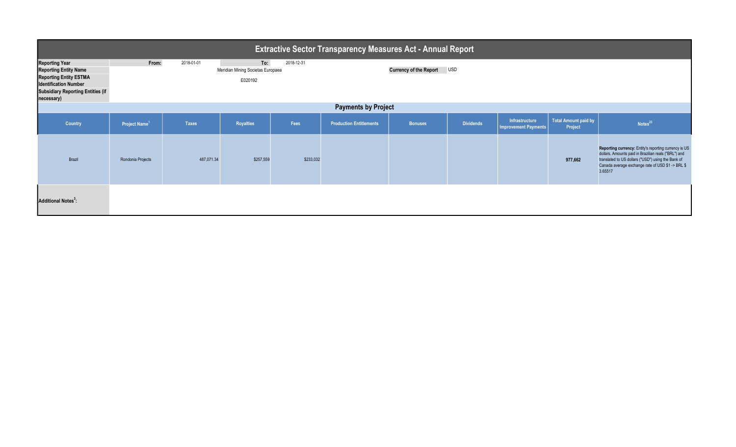# Extractive Sector Transparency Measures Act - Annual Report

| | | | | | |
|---|---|---|---|---|---|
| **Reporting Year** | **From:** | 2018-01-01 | **To:** | 2018-12-31 | |
| **Reporting Entity Name** | Meridian Mining Societas Europaea | | | **Currency of the Report** | USD |
| **Reporting Entity ESTMA Identification Number** | E020192 | | | | |
| **Subsidiary Reporting Entities (if necessary)** | | | | | |

## Payments by Project

| Country | Project Name[1] | Taxes | Royalties | Fees | Production Entitlements | Bonuses | Dividends | Infrastructure Improvement Payments | Total Amount paid by Project | Notes[23] |
|---|---|---|---|---|---|---|---|---|---|---|
| Brazil | Rondonia Projects | 487,071.34 | $257,559 | $233,032 | | | | | **977,662** | **Reporting currency:** Entity's reporting currency is US dollars. Amounts paid in Brazilian reals ("BRL") and translated to US dollars ("USD") using the Bank of Canada average exchange rate of USD $1 -> BRL $ 3.65517 |

**Additional Notes[3]:**